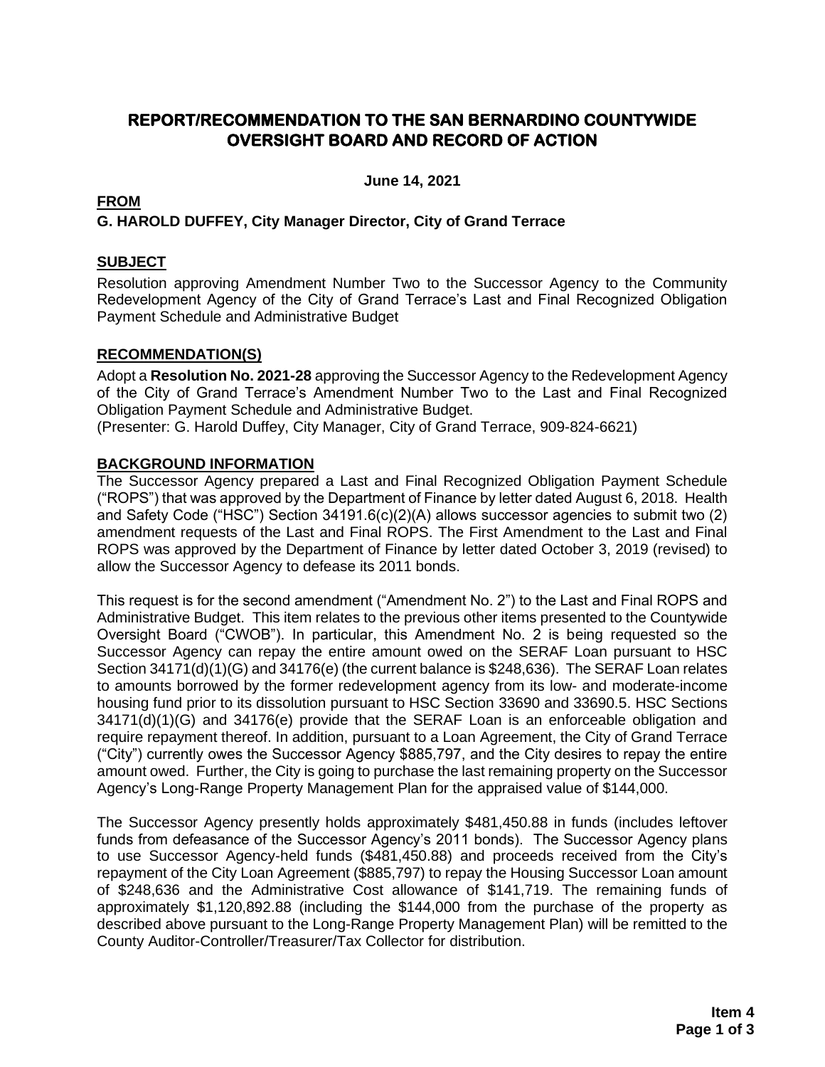# REPORT/RECOMMENDATION TO THE SAN BERNARDINO COUNTYWIDE OVERSIGHT BOARD AND RECORD OF ACTION

**June 14, 2021**

## FROM

**G. HAROLD DUFFEY, City Manager Director, City of Grand Terrace**

## SUBJECT

Resolution approving Amendment Number Two to the Successor Agency to the Community Redevelopment Agency of the City of Grand Terrace's Last and Final Recognized Obligation Payment Schedule and Administrative Budget

## RECOMMENDATION(S)

Adopt a **Resolution No. 2021-28** approving the Successor Agency to the Redevelopment Agency of the City of Grand Terrace's Amendment Number Two to the Last and Final Recognized Obligation Payment Schedule and Administrative Budget.
(Presenter: G. Harold Duffey, City Manager, City of Grand Terrace, 909-824-6621)

## BACKGROUND INFORMATION

The Successor Agency prepared a Last and Final Recognized Obligation Payment Schedule ("ROPS") that was approved by the Department of Finance by letter dated August 6, 2018. Health and Safety Code ("HSC") Section 34191.6(c)(2)(A) allows successor agencies to submit two (2) amendment requests of the Last and Final ROPS. The First Amendment to the Last and Final ROPS was approved by the Department of Finance by letter dated October 3, 2019 (revised) to allow the Successor Agency to defease its 2011 bonds.

This request is for the second amendment ("Amendment No. 2") to the Last and Final ROPS and Administrative Budget. This item relates to the previous other items presented to the Countywide Oversight Board ("CWOB"). In particular, this Amendment No. 2 is being requested so the Successor Agency can repay the entire amount owed on the SERAF Loan pursuant to HSC Section 34171(d)(1)(G) and 34176(e) (the current balance is $248,636). The SERAF Loan relates to amounts borrowed by the former redevelopment agency from its low- and moderate-income housing fund prior to its dissolution pursuant to HSC Section 33690 and 33690.5. HSC Sections 34171(d)(1)(G) and 34176(e) provide that the SERAF Loan is an enforceable obligation and require repayment thereof. In addition, pursuant to a Loan Agreement, the City of Grand Terrace ("City") currently owes the Successor Agency $885,797, and the City desires to repay the entire amount owed. Further, the City is going to purchase the last remaining property on the Successor Agency's Long-Range Property Management Plan for the appraised value of $144,000.

The Successor Agency presently holds approximately $481,450.88 in funds (includes leftover funds from defeasance of the Successor Agency's 2011 bonds). The Successor Agency plans to use Successor Agency-held funds ($481,450.88) and proceeds received from the City's repayment of the City Loan Agreement ($885,797) to repay the Housing Successor Loan amount of $248,636 and the Administrative Cost allowance of $141,719. The remaining funds of approximately $1,120,892.88 (including the $144,000 from the purchase of the property as described above pursuant to the Long-Range Property Management Plan) will be remitted to the County Auditor-Controller/Treasurer/Tax Collector for distribution.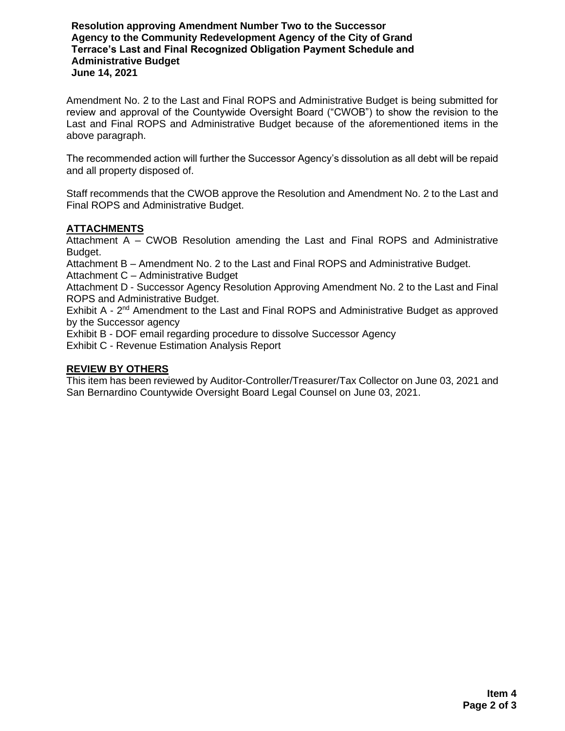Amendment No. 2 to the Last and Final ROPS and Administrative Budget is being submitted for review and approval of the Countywide Oversight Board ("CWOB") to show the revision to the Last and Final ROPS and Administrative Budget because of the aforementioned items in the above paragraph.

The recommended action will further the Successor Agency's dissolution as all debt will be repaid and all property disposed of.

Staff recommends that the CWOB approve the Resolution and Amendment No. 2 to the Last and Final ROPS and Administrative Budget.

## ATTACHMENTS

Attachment A – CWOB Resolution amending the Last and Final ROPS and Administrative Budget.

Attachment B – Amendment No. 2 to the Last and Final ROPS and Administrative Budget.

Attachment C – Administrative Budget

Attachment D - Successor Agency Resolution Approving Amendment No. 2 to the Last and Final ROPS and Administrative Budget.

Exhibit A - 2nd Amendment to the Last and Final ROPS and Administrative Budget as approved by the Successor agency

Exhibit B - DOF email regarding procedure to dissolve Successor Agency

Exhibit C - Revenue Estimation Analysis Report

## REVIEW BY OTHERS

This item has been reviewed by Auditor-Controller/Treasurer/Tax Collector on June 03, 2021 and San Bernardino Countywide Oversight Board Legal Counsel on June 03, 2021.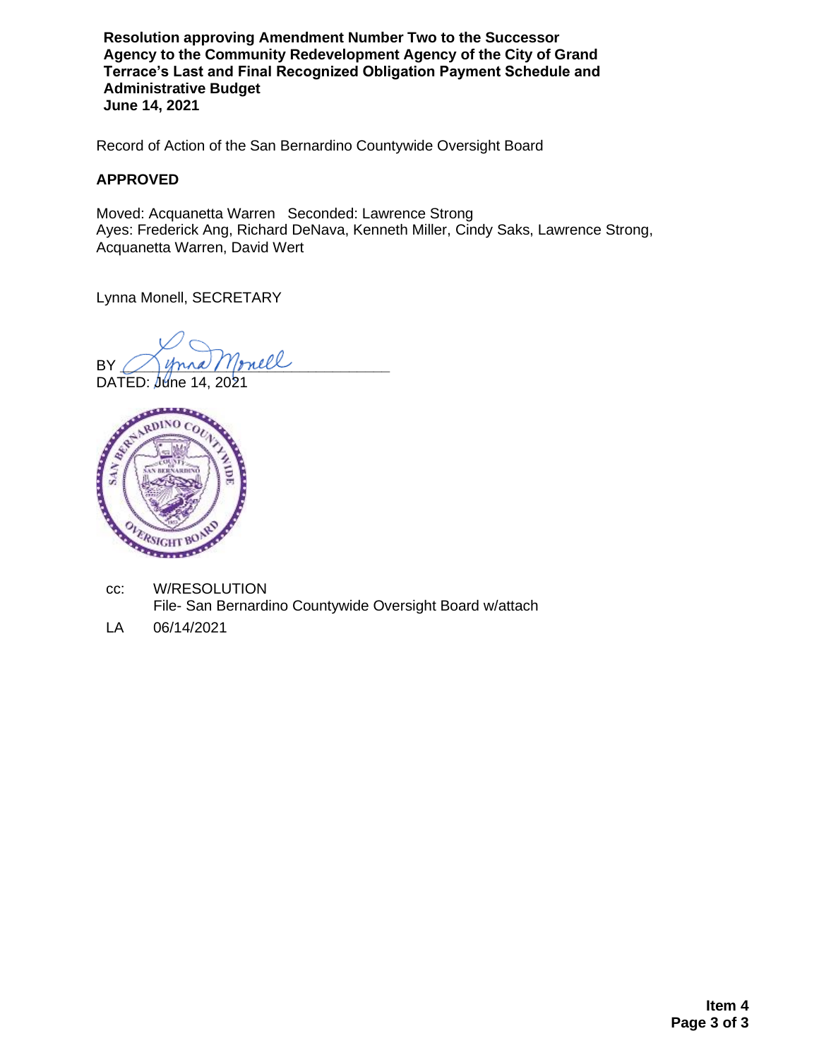**Resolution approving Amendment Number Two to the Successor Agency to the Community Redevelopment Agency of the City of Grand Terrace's Last and Final Recognized Obligation Payment Schedule and Administrative Budget**
**June 14, 2021**

Record of Action of the San Bernardino Countywide Oversight Board

**APPROVED**

Moved: Acquanetta Warren Seconded: Lawrence Strong
Ayes: Frederick Ang, Richard DeNava, Kenneth Miller, Cindy Saks, Lawrence Strong, Acquanetta Warren, David Wert

Lynna Monell, SECRETARY

BY Lynna Monell
DATED: June 14, 2021

cc: W/RESOLUTION
File- San Bernardino Countywide Oversight Board w/attach

LA 06/14/2021

**Item 4**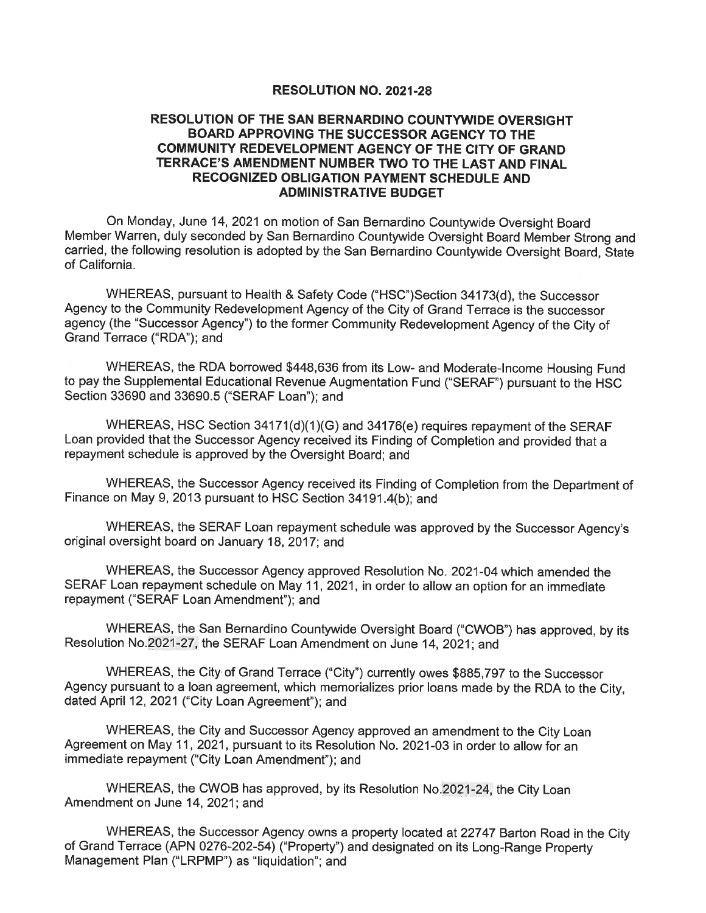**RESOLUTION NO. 2021-28**

**RESOLUTION OF THE SAN BERNARDINO COUNTYWIDE OVERSIGHT BOARD APPROVING THE SUCCESSOR AGENCY TO THE COMMUNITY REDEVELOPMENT AGENCY OF THE CITY OF GRAND TERRACE'S AMENDMENT NUMBER TWO TO THE LAST AND FINAL RECOGNIZED OBLIGATION PAYMENT SCHEDULE AND ADMINISTRATIVE BUDGET**

On Monday, June 14, 2021 on motion of San Bernardino Countywide Oversight Board Member Warren, duly seconded by San Bernardino Countywide Oversight Board Member Strong and carried, the following resolution is adopted by the San Bernardino Countywide Oversight Board, State of California.

WHEREAS, pursuant to Health & Safety Code ("HSC")Section 34173(d), the Successor Agency to the Community Redevelopment Agency of the City of Grand Terrace is the successor agency (the "Successor Agency") to the former Community Redevelopment Agency of the City of Grand Terrace ("RDA"); and

WHEREAS, the RDA borrowed $448,636 from its Low- and Moderate-Income Housing Fund to pay the Supplemental Educational Revenue Augmentation Fund ("SERAF") pursuant to the HSC Section 33690 and 33690.5 ("SERAF Loan"); and

WHEREAS, HSC Section 34171(d)(1)(G) and 34176(e) requires repayment of the SERAF Loan provided that the Successor Agency received its Finding of Completion and provided that a repayment schedule is approved by the Oversight Board; and

WHEREAS, the Successor Agency received its Finding of Completion from the Department of Finance on May 9, 2013 pursuant to HSC Section 34191.4(b); and

WHEREAS, the SERAF Loan repayment schedule was approved by the Successor Agency's original oversight board on January 18, 2017; and

WHEREAS, the Successor Agency approved Resolution No. 2021-04 which amended the SERAF Loan repayment schedule on May 11, 2021, in order to allow an option for an immediate repayment ("SERAF Loan Amendment"); and

WHEREAS, the San Bernardino Countywide Oversight Board ("CWOB") has approved, by its Resolution No.2021-27, the SERAF Loan Amendment on June 14, 2021; and

WHEREAS, the City of Grand Terrace ("City") currently owes $885,797 to the Successor Agency pursuant to a loan agreement, which memorializes prior loans made by the RDA to the City, dated April 12, 2021 ("City Loan Agreement"); and

WHEREAS, the City and Successor Agency approved an amendment to the City Loan Agreement on May 11, 2021, pursuant to its Resolution No. 2021-03 in order to allow for an immediate repayment ("City Loan Amendment"); and

WHEREAS, the CWOB has approved, by its Resolution No.2021-24, the City Loan Amendment on June 14, 2021; and

WHEREAS, the Successor Agency owns a property located at 22747 Barton Road in the City of Grand Terrace (APN 0276-202-54) ("Property") and designated on its Long-Range Property Management Plan ("LRPMP") as "liquidation"; and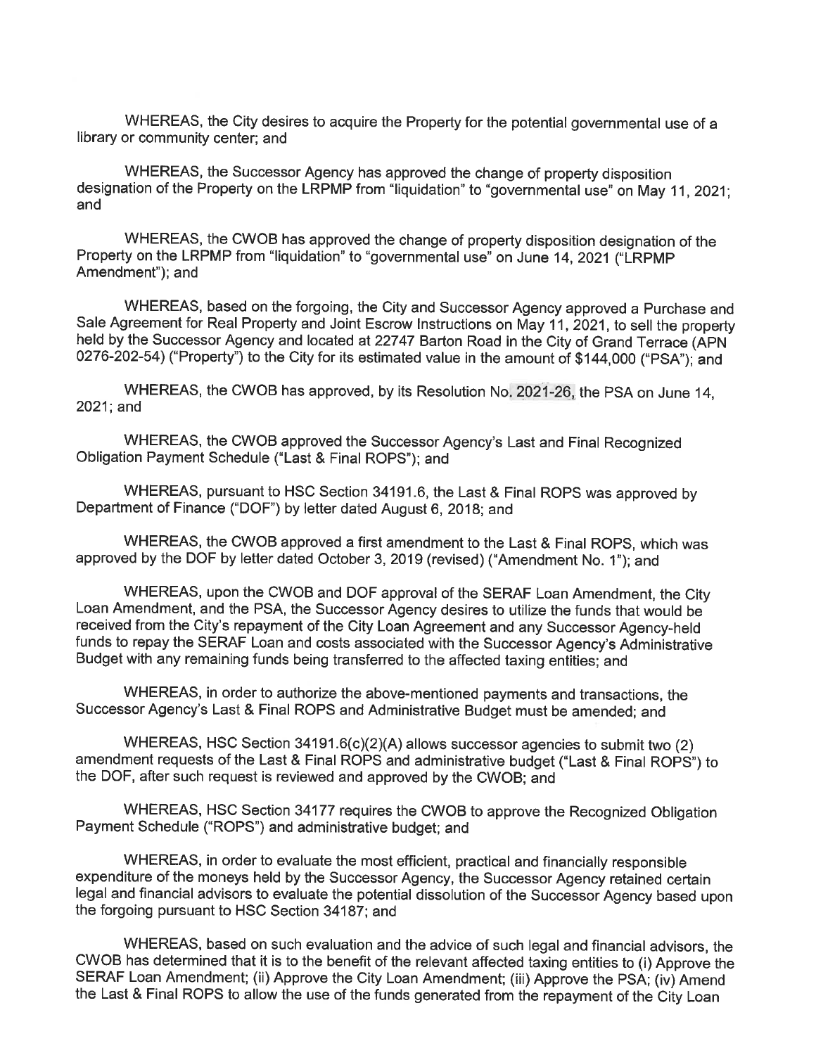WHEREAS, the City desires to acquire the Property for the potential governmental use of a library or community center; and

WHEREAS, the Successor Agency has approved the change of property disposition designation of the Property on the LRPMP from "liquidation" to "governmental use" on May 11, 2021; and

WHEREAS, the CWOB has approved the change of property disposition designation of the Property on the LRPMP from "liquidation" to "governmental use" on June 14, 2021 ("LRPMP Amendment"); and

WHEREAS, based on the forgoing, the City and Successor Agency approved a Purchase and Sale Agreement for Real Property and Joint Escrow Instructions on May 11, 2021, to sell the property held by the Successor Agency and located at 22747 Barton Road in the City of Grand Terrace (APN 0276-202-54) ("Property") to the City for its estimated value in the amount of $144,000 ("PSA"); and

WHEREAS, the CWOB has approved, by its Resolution No. 2021-26, the PSA on June 14, 2021; and

WHEREAS, the CWOB approved the Successor Agency's Last and Final Recognized Obligation Payment Schedule ("Last & Final ROPS"); and

WHEREAS, pursuant to HSC Section 34191.6, the Last & Final ROPS was approved by Department of Finance ("DOF") by letter dated August 6, 2018; and

WHEREAS, the CWOB approved a first amendment to the Last & Final ROPS, which was approved by the DOF by letter dated October 3, 2019 (revised) ("Amendment No. 1"); and

WHEREAS, upon the CWOB and DOF approval of the SERAF Loan Amendment, the City Loan Amendment, and the PSA, the Successor Agency desires to utilize the funds that would be received from the City's repayment of the City Loan Agreement and any Successor Agency-held funds to repay the SERAF Loan and costs associated with the Successor Agency's Administrative Budget with any remaining funds being transferred to the affected taxing entities; and

WHEREAS, in order to authorize the above-mentioned payments and transactions, the Successor Agency's Last & Final ROPS and Administrative Budget must be amended; and

WHEREAS, HSC Section 34191.6(c)(2)(A) allows successor agencies to submit two (2) amendment requests of the Last & Final ROPS and administrative budget ("Last & Final ROPS") to the DOF, after such request is reviewed and approved by the CWOB; and

WHEREAS, HSC Section 34177 requires the CWOB to approve the Recognized Obligation Payment Schedule ("ROPS") and administrative budget; and

WHEREAS, in order to evaluate the most efficient, practical and financially responsible expenditure of the moneys held by the Successor Agency, the Successor Agency retained certain legal and financial advisors to evaluate the potential dissolution of the Successor Agency based upon the forgoing pursuant to HSC Section 34187; and

WHEREAS, based on such evaluation and the advice of such legal and financial advisors, the CWOB has determined that it is to the benefit of the relevant affected taxing entities to (i) Approve the SERAF Loan Amendment; (ii) Approve the City Loan Amendment; (iii) Approve the PSA; (iv) Amend the Last & Final ROPS to allow the use of the funds generated from the repayment of the City Loan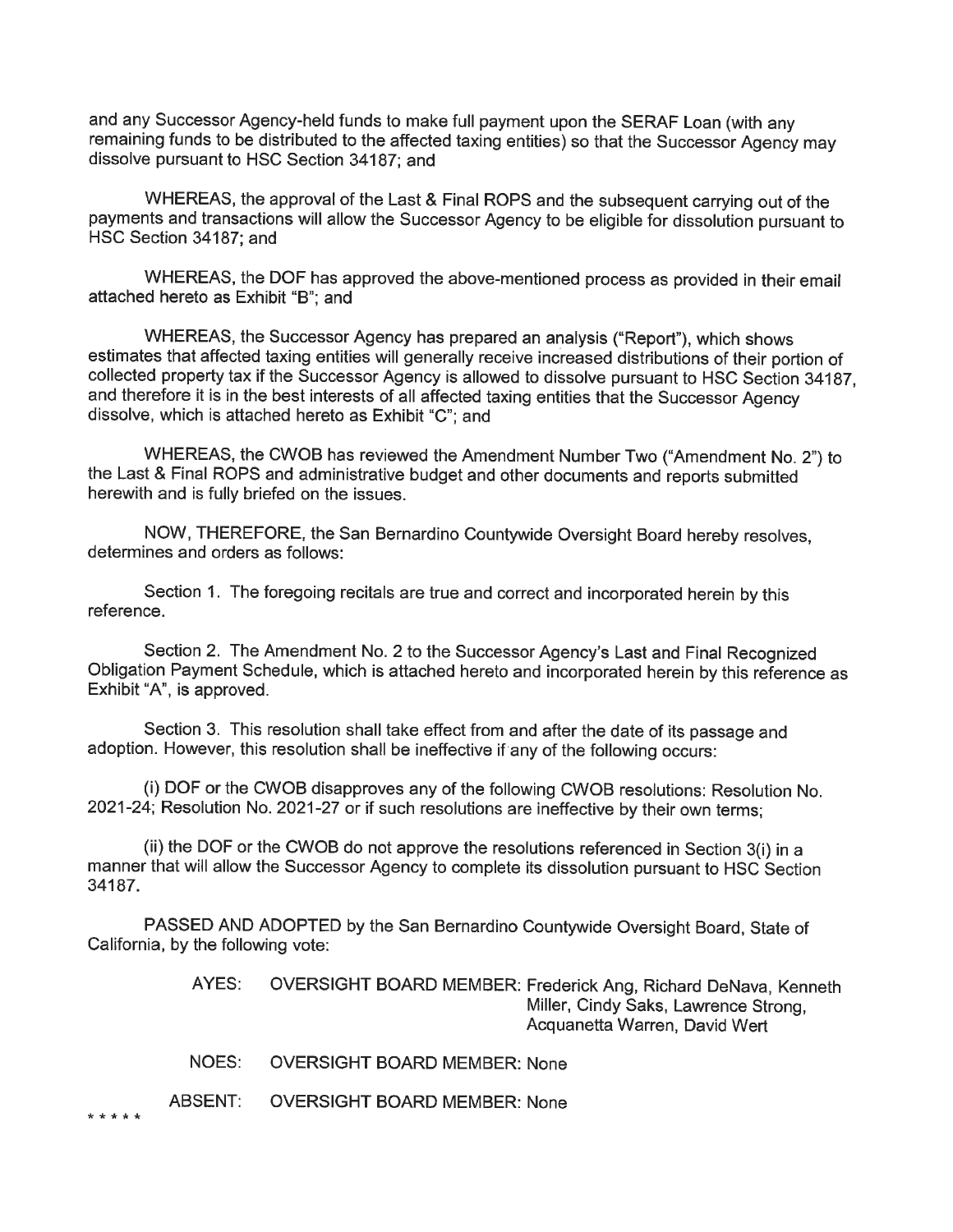and any Successor Agency-held funds to make full payment upon the SERAF Loan (with any remaining funds to be distributed to the affected taxing entities) so that the Successor Agency may dissolve pursuant to HSC Section 34187; and

WHEREAS, the approval of the Last & Final ROPS and the subsequent carrying out of the payments and transactions will allow the Successor Agency to be eligible for dissolution pursuant to HSC Section 34187; and

WHEREAS, the DOF has approved the above-mentioned process as provided in their email attached hereto as Exhibit "B"; and

WHEREAS, the Successor Agency has prepared an analysis ("Report"), which shows estimates that affected taxing entities will generally receive increased distributions of their portion of collected property tax if the Successor Agency is allowed to dissolve pursuant to HSC Section 34187, and therefore it is in the best interests of all affected taxing entities that the Successor Agency dissolve, which is attached hereto as Exhibit "C"; and

WHEREAS, the CWOB has reviewed the Amendment Number Two ("Amendment No. 2") to the Last & Final ROPS and administrative budget and other documents and reports submitted herewith and is fully briefed on the issues.

NOW, THEREFORE, the San Bernardino Countywide Oversight Board hereby resolves, determines and orders as follows:

Section 1. The foregoing recitals are true and correct and incorporated herein by this reference.

Section 2. The Amendment No. 2 to the Successor Agency's Last and Final Recognized Obligation Payment Schedule, which is attached hereto and incorporated herein by this reference as Exhibit "A", is approved.

Section 3. This resolution shall take effect from and after the date of its passage and adoption. However, this resolution shall be ineffective if any of the following occurs:

(i) DOF or the CWOB disapproves any of the following CWOB resolutions: Resolution No. 2021-24; Resolution No. 2021-27 or if such resolutions are ineffective by their own terms;

(ii) the DOF or the CWOB do not approve the resolutions referenced in Section 3(i) in a manner that will allow the Successor Agency to complete its dissolution pursuant to HSC Section 34187.

PASSED AND ADOPTED by the San Bernardino Countywide Oversight Board, State of California, by the following vote:

AYES: OVERSIGHT BOARD MEMBER: Frederick Ang, Richard DeNava, Kenneth Miller, Cindy Saks, Lawrence Strong, Acquanetta Warren, David Wert

NOES: OVERSIGHT BOARD MEMBER: None

ABSENT: OVERSIGHT BOARD MEMBER: None

* * * * *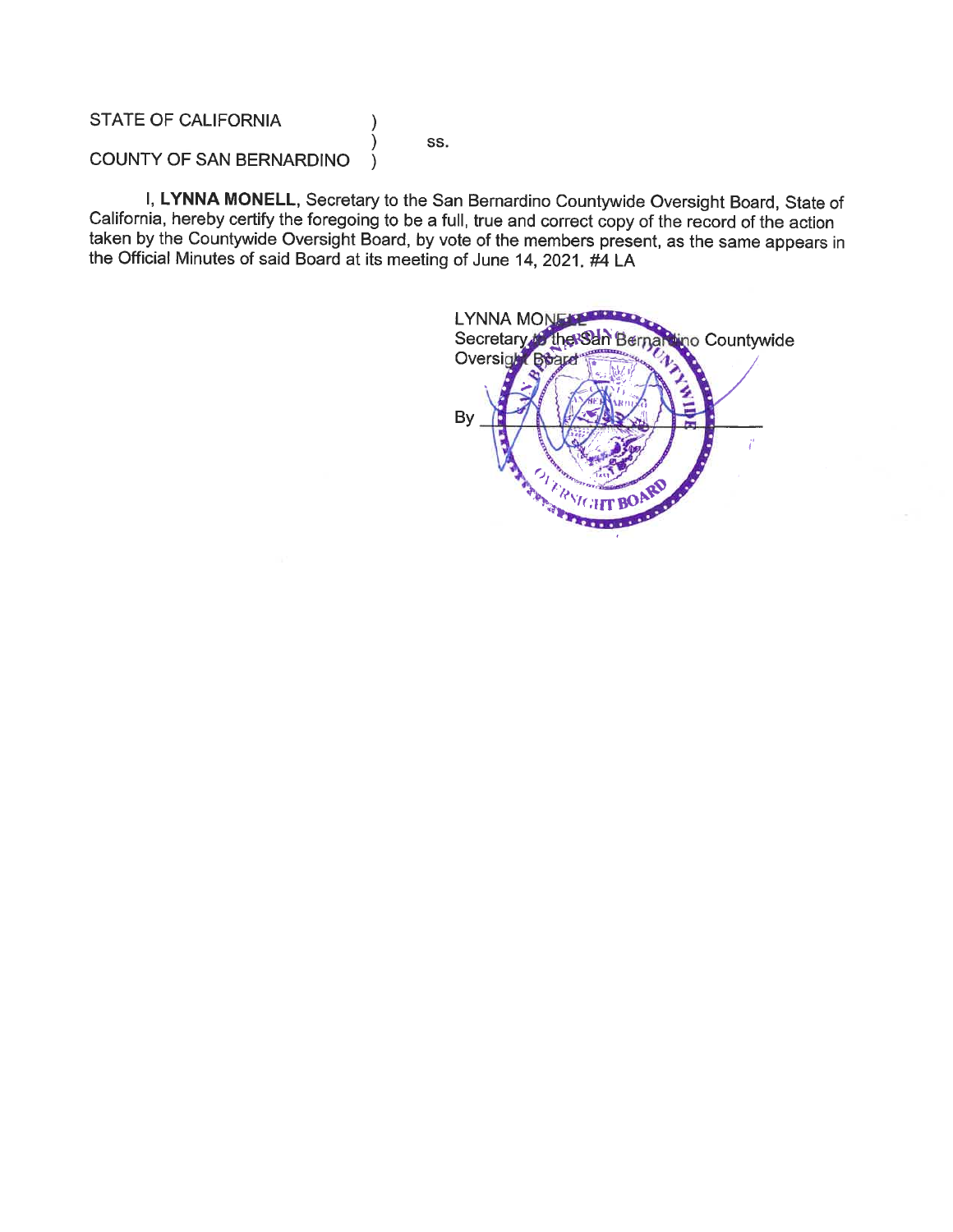STATE OF CALIFORNIA )
) ss.
COUNTY OF SAN BERNARDINO )

I, **LYNNA MONELL**, Secretary to the San Bernardino Countywide Oversight Board, State of California, hereby certify the foregoing to be a full, true and correct copy of the record of the action taken by the Countywide Oversight Board, by vote of the members present, as the same appears in the Official Minutes of said Board at its meeting of June 14, 2021. #4 LA

LYNNA MONELL
Secretary to the San Bernardino Countywide Oversight Board

By ______________________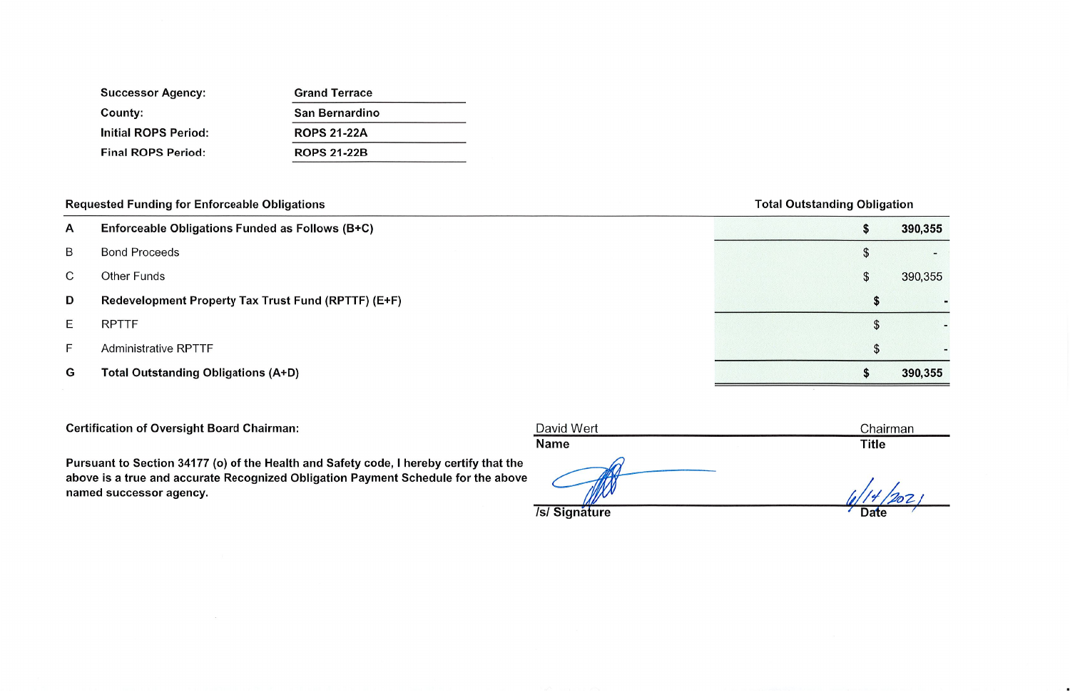| | |
|---|---|
| **Successor Agency:** | **Grand Terrace** |
| **County:** | **San Bernardino** |
| **Initial ROPS Period:** | **ROPS 21-22A** |
| **Final ROPS Period:** | **ROPS 21-22B** |

| | **Requested Funding for Enforceable Obligations** | **Total Outstanding Obligation** |
|---|---|---|
| **A** | **Enforceable Obligations Funded as Follows (B+C)** | **$ 390,355** |
| B | Bond Proceeds | $ - |
| C | Other Funds | $ 390,355 |
| **D** | **Redevelopment Property Tax Trust Fund (RPTTF) (E+F)** | **$ -** |
| E | RPTTF | $ - |
| F | Administrative RPTTF | $ - |
| **G** | **Total Outstanding Obligations (A+D)** | **$ 390,355** |

**Certification of Oversight Board Chairman:**

**Pursuant to Section 34177 (o) of the Health and Safety code, I hereby certify that the above is a true and accurate Recognized Obligation Payment Schedule for the above named successor agency.**

| David Wert | Chairman |
|---|---|
| **Name** | **Title** |
| | 6/14/2021 |
| **/s/ Signature** | **Date** |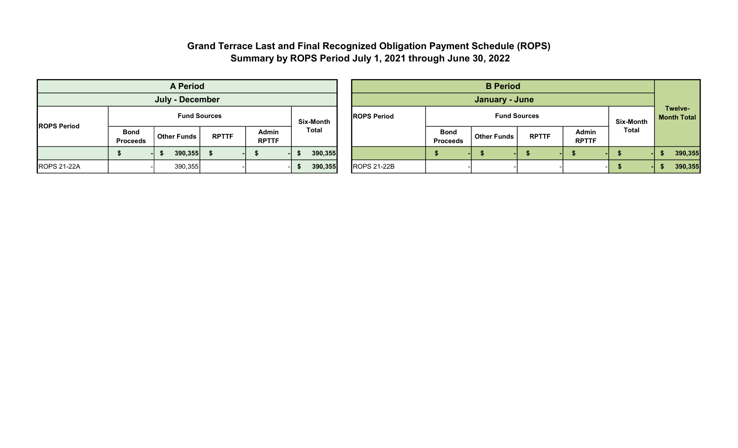# Grand Terrace Last and Final Recognized Obligation Payment Schedule (ROPS)
## Summary by ROPS Period July 1, 2021 through June 30, 2022

| A Period | | | | | |
|---|---|---|---|---|---|
| July - December | | | | | |
| ROPS Period | Fund Sources | | | | Six-Month Total |
| | Bond Proceeds | Other Funds | RPTTF | Admin RPTTF | |
| | $ - | $ 390,355 | $ - | $ - | $ 390,355 |
| ROPS 21-22A | - | 390,355 | - | - | $ 390,355 |

| B Period | | | | | | Twelve-Month Total |
|---|---|---|---|---|---|---|
| January - June | | | | | | |
| ROPS Period | Fund Sources | | | | Six-Month Total | |
| | Bond Proceeds | Other Funds | RPTTF | Admin RPTTF | | |
| | $ - | $ - | $ - | $ - | $ - | $ 390,355 |
| ROPS 21-22B | - | - | - | - | $ - | $ 390,355 |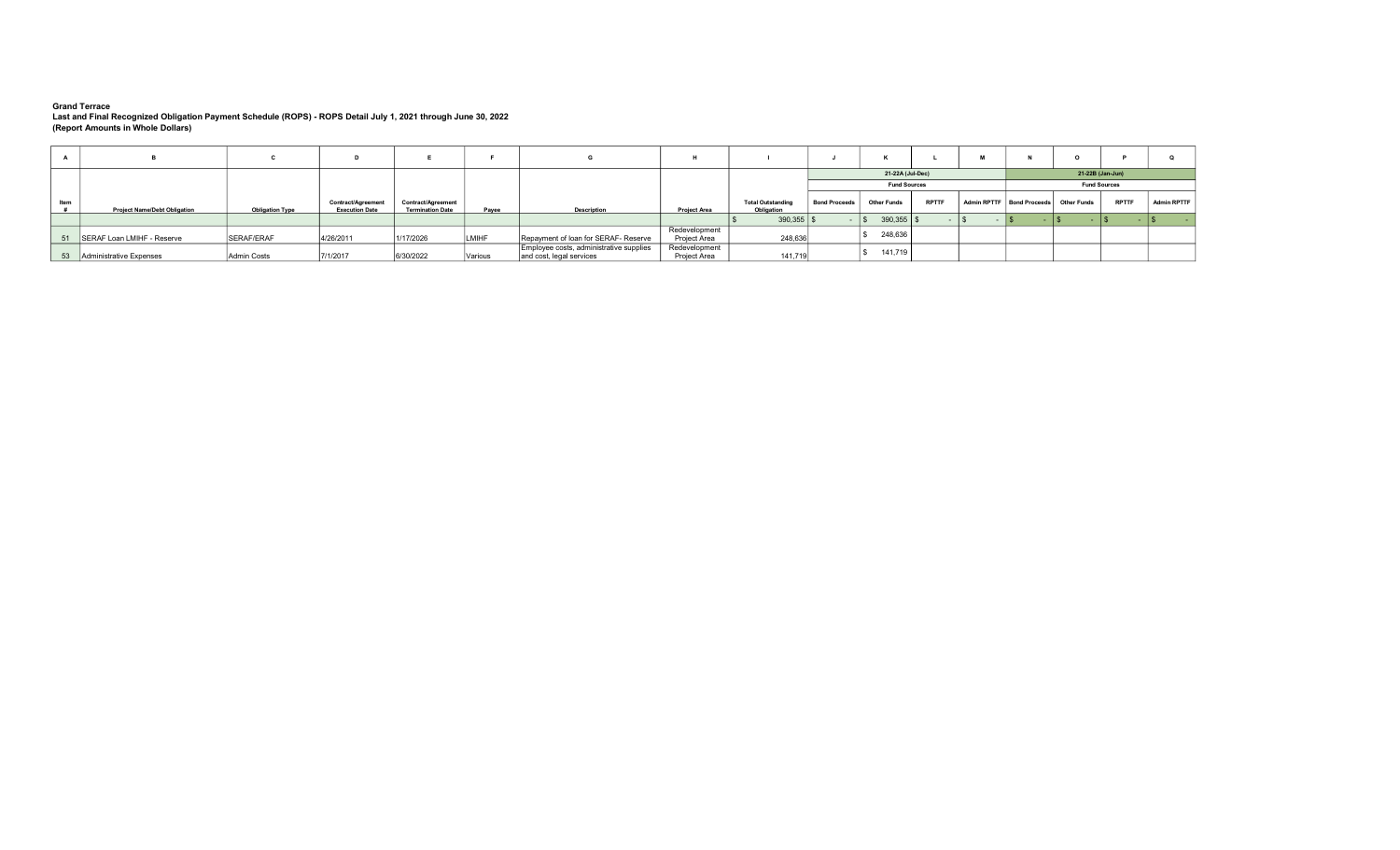**Grand Terrace**
**Last and Final Recognized Obligation Payment Schedule (ROPS) - ROPS Detail July 1, 2021 through June 30, 2022**
**(Report Amounts in Whole Dollars)**

| A | B | C | D | E | F | G | H | I | J | K | L | M | N | O | P | Q |
|---|---|---|---|---|---|---|---|---|---|---|---|---|---|---|---|---|
| | | | | | | | | | 21-22A (Jul-Dec) | | | | 21-22B (Jan-Jun) | | | |
| | | | | | | | | | Fund Sources | | | | Fund Sources | | | |
| Item # | Project Name/Debt Obligation | Obligation Type | Contract/Agreement Execution Date | Contract/Agreement Termination Date | Payee | Description | Project Area | Total Outstanding Obligation | Bond Proceeds | Other Funds | RPTTF | Admin RPTTF | Bond Proceeds | Other Funds | RPTTF | Admin RPTTF |
| | | | | | | | | $ 390,355 | $ - | $ 390,355 | $ - | $ - | $ - | $ - | $ - | $ - |
| 51 | SERAF Loan LMIHF - Reserve | SERAF/ERAF | 4/26/2011 | 1/17/2026 | LMIHF | Repayment of loan for SERAF- Reserve | Redevelopment Project Area | 248,636 | | $ 248,636 | | | | | | |
| 53 | Administrative Expenses | Admin Costs | 7/1/2017 | 6/30/2022 | Various | Employee costs, administrative supplies and cost, legal services | Redevelopment Project Area | 141,719 | | $ 141,719 | | | | | | |